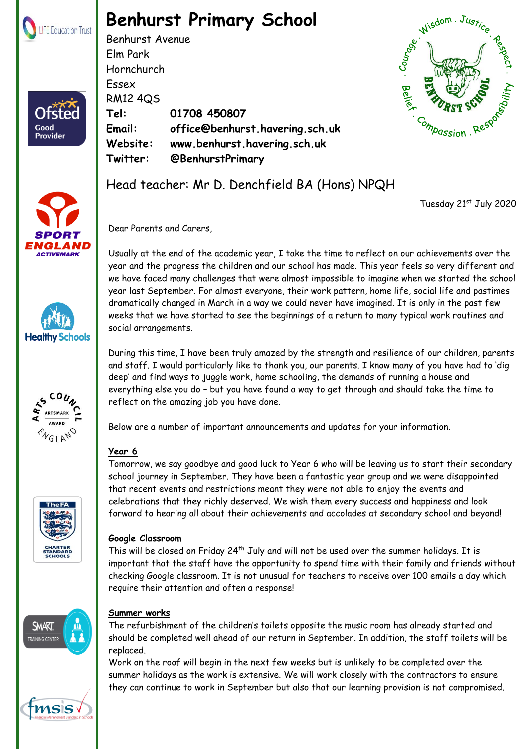# Benhurst Primary School

Benhurst Avenue
Elm Park
Hornchurch
Essex
RM12 4QS

**Tel:** **01708 450807**
**Email:** **office@benhurst.havering.sch.uk**
**Website:** **www.benhurst.havering.sch.uk**
**Twitter:** **@BenhurstPrimary**

Head teacher: Mr D. Denchfield BA (Hons) NPQH

Tuesday 21st July 2020

Dear Parents and Carers,

Usually at the end of the academic year, I take the time to reflect on our achievements over the year and the progress the children and our school has made. This year feels so very different and we have faced many challenges that were almost impossible to imagine when we started the school year last September. For almost everyone, their work pattern, home life, social life and pastimes dramatically changed in March in a way we could never have imagined. It is only in the past few weeks that we have started to see the beginnings of a return to many typical work routines and social arrangements.

During this time, I have been truly amazed by the strength and resilience of our children, parents and staff. I would particularly like to thank you, our parents. I know many of you have had to 'dig deep' and find ways to juggle work, home schooling, the demands of running a house and everything else you do – but you have found a way to get through and should take the time to reflect on the amazing job you have done.

Below are a number of important announcements and updates for your information.

**Year 6**
Tomorrow, we say goodbye and good luck to Year 6 who will be leaving us to start their secondary school journey in September. They have been a fantastic year group and we were disappointed that recent events and restrictions meant they were not able to enjoy the events and celebrations that they richly deserved. We wish them every success and happiness and look forward to hearing all about their achievements and accolades at secondary school and beyond!

**Google Classroom**
This will be closed on Friday 24th July and will not be used over the summer holidays. It is important that the staff have the opportunity to spend time with their family and friends without checking Google classroom. It is not unusual for teachers to receive over 100 emails a day which require their attention and often a response!

**Summer works**
The refurbishment of the children's toilets opposite the music room has already started and should be completed well ahead of our return in September. In addition, the staff toilets will be replaced.
Work on the roof will begin in the next few weeks but is unlikely to be completed over the summer holidays as the work is extensive. We will work closely with the contractors to ensure they can continue to work in September but also that our learning provision is not compromised.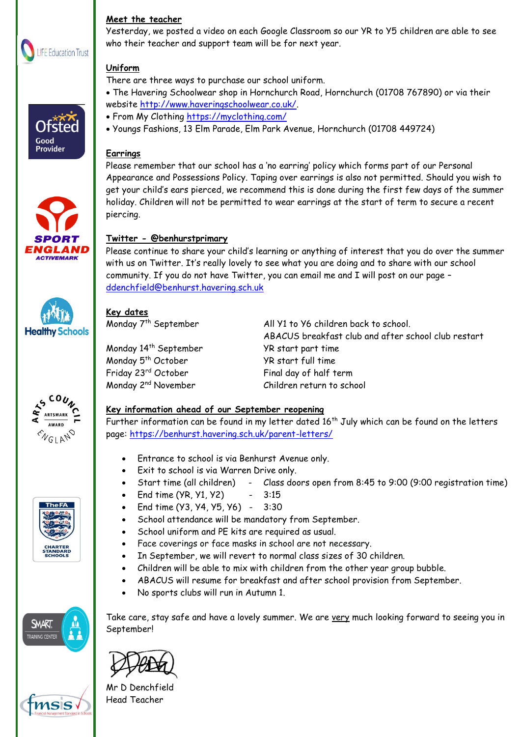**Meet the teacher**

Yesterday, we posted a video on each Google Classroom so our YR to Y5 children are able to see who their teacher and support team will be for next year.

**Uniform**

There are three ways to purchase our school uniform.

- The Havering Schoolwear shop in Hornchurch Road, Hornchurch (01708 767890) or via their website http://www.haveringschoolwear.co.uk/.
- From My Clothing https://myclothing.com/
- Youngs Fashions, 13 Elm Parade, Elm Park Avenue, Hornchurch (01708 449724)

**Earrings**

Please remember that our school has a 'no earring' policy which forms part of our Personal Appearance and Possessions Policy. Taping over earrings is also not permitted. Should you wish to get your child's ears pierced, we recommend this is done during the first few days of the summer holiday. Children will not be permitted to wear earrings at the start of term to secure a recent piercing.

**Twitter - @benhurstprimary**

Please continue to share your child's learning or anything of interest that you do over the summer with us on Twitter. It's really lovely to see what you are doing and to share with our school community. If you do not have Twitter, you can email me and I will post on our page – ddenchfield@benhurst.havering.sch.uk

**Key dates**

| | |
|---|---|
| Monday 7th September | All Y1 to Y6 children back to school. ABACUS breakfast club and after school club restart |
| Monday 14th September | YR start part time |
| Monday 5th October | YR start full time |
| Friday 23rd October | Final day of half term |
| Monday 2nd November | Children return to school |

**Key information ahead of our September reopening**

Further information can be found in my letter dated 16th July which can be found on the letters page: https://benhurst.havering.sch.uk/parent-letters/

- Entrance to school is via Benhurst Avenue only.
- Exit to school is via Warren Drive only.
- Start time (all children) - Class doors open from 8:45 to 9:00 (9:00 registration time)
- End time (YR, Y1, Y2) - 3:15
- End time (Y3, Y4, Y5, Y6) - 3:30
- School attendance will be mandatory from September.
- School uniform and PE kits are required as usual.
- Face coverings or face masks in school are not necessary.
- In September, we will revert to normal class sizes of 30 children.
- Children will be able to mix with children from the other year group bubble.
- ABACUS will resume for breakfast and after school provision from September.
- No sports clubs will run in Autumn 1.

Take care, stay safe and have a lovely summer. We are very much looking forward to seeing you in September!

Mr D Denchfield
Head Teacher